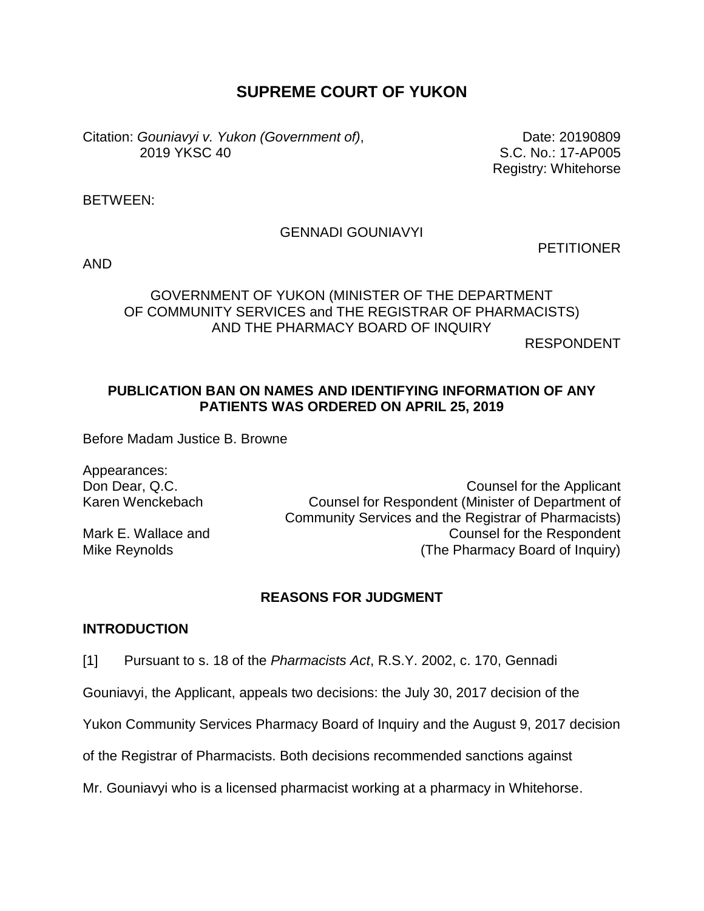# SUPREME COURT OF YUKON

Citation: *Gouniavyi v. Yukon (Government of)*, 2019 YKSC 40

Date: 20190809
S.C. No.: 17-AP005
Registry: Whitehorse

BETWEEN:

GENNADI GOUNIAVYI

PETITIONER

AND

GOVERNMENT OF YUKON (MINISTER OF THE DEPARTMENT OF COMMUNITY SERVICES and THE REGISTRAR OF PHARMACISTS) AND THE PHARMACY BOARD OF INQUIRY

RESPONDENT

**PUBLICATION BAN ON NAMES AND IDENTIFYING INFORMATION OF ANY PATIENTS WAS ORDERED ON APRIL 25, 2019**

Before Madam Justice B. Browne

Appearances:

| | |
|---|---|
| Don Dear, Q.C. | Counsel for the Applicant |
| Karen Wenckebach | Counsel for Respondent (Minister of Department of Community Services and the Registrar of Pharmacists) |
| Mark E. Wallace and Mike Reynolds | Counsel for the Respondent (The Pharmacy Board of Inquiry) |

## REASONS FOR JUDGMENT

### INTRODUCTION

[1] Pursuant to s. 18 of the *Pharmacists Act*, R.S.Y. 2002, c. 170, Gennadi Gouniavyi, the Applicant, appeals two decisions: the July 30, 2017 decision of the Yukon Community Services Pharmacy Board of Inquiry and the August 9, 2017 decision of the Registrar of Pharmacists. Both decisions recommended sanctions against Mr. Gouniavyi who is a licensed pharmacist working at a pharmacy in Whitehorse.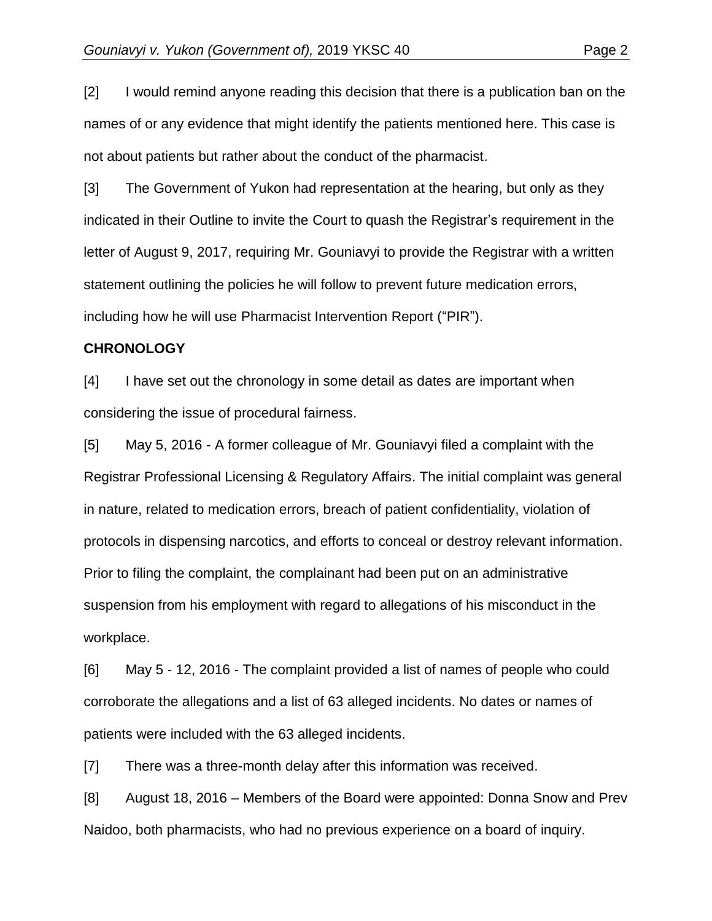[2] I would remind anyone reading this decision that there is a publication ban on the names of or any evidence that might identify the patients mentioned here. This case is not about patients but rather about the conduct of the pharmacist.

[3] The Government of Yukon had representation at the hearing, but only as they indicated in their Outline to invite the Court to quash the Registrar's requirement in the letter of August 9, 2017, requiring Mr. Gouniavyi to provide the Registrar with a written statement outlining the policies he will follow to prevent future medication errors, including how he will use Pharmacist Intervention Report ("PIR").

**CHRONOLOGY**

[4] I have set out the chronology in some detail as dates are important when considering the issue of procedural fairness.

[5] May 5, 2016 - A former colleague of Mr. Gouniavyi filed a complaint with the Registrar Professional Licensing & Regulatory Affairs. The initial complaint was general in nature, related to medication errors, breach of patient confidentiality, violation of protocols in dispensing narcotics, and efforts to conceal or destroy relevant information. Prior to filing the complaint, the complainant had been put on an administrative suspension from his employment with regard to allegations of his misconduct in the workplace.

[6] May 5 - 12, 2016 - The complaint provided a list of names of people who could corroborate the allegations and a list of 63 alleged incidents. No dates or names of patients were included with the 63 alleged incidents.

[7] There was a three-month delay after this information was received.

[8] August 18, 2016 – Members of the Board were appointed: Donna Snow and Prev Naidoo, both pharmacists, who had no previous experience on a board of inquiry.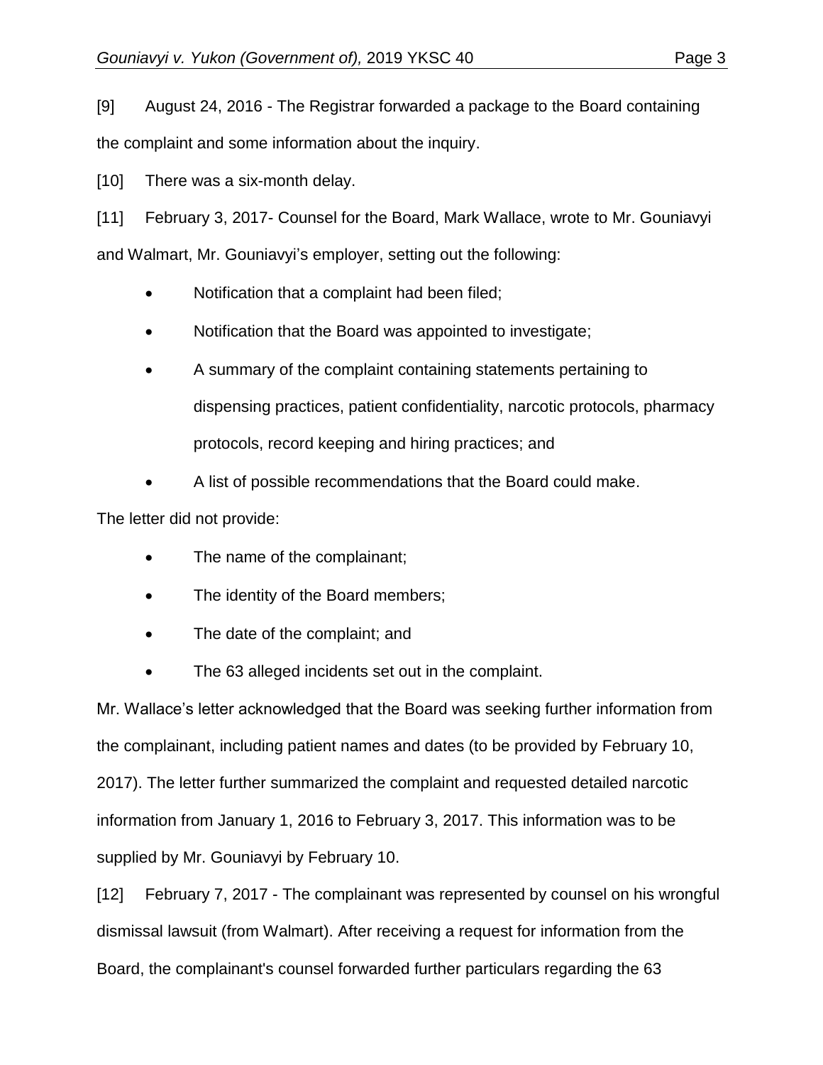[9] August 24, 2016 - The Registrar forwarded a package to the Board containing the complaint and some information about the inquiry.

[10] There was a six-month delay.

[11] February 3, 2017- Counsel for the Board, Mark Wallace, wrote to Mr. Gouniavyi and Walmart, Mr. Gouniavyi's employer, setting out the following:

- Notification that a complaint had been filed;
- Notification that the Board was appointed to investigate;
- A summary of the complaint containing statements pertaining to dispensing practices, patient confidentiality, narcotic protocols, pharmacy protocols, record keeping and hiring practices; and
- A list of possible recommendations that the Board could make.

The letter did not provide:

- The name of the complainant;
- The identity of the Board members;
- The date of the complaint; and
- The 63 alleged incidents set out in the complaint.

Mr. Wallace's letter acknowledged that the Board was seeking further information from the complainant, including patient names and dates (to be provided by February 10, 2017). The letter further summarized the complaint and requested detailed narcotic information from January 1, 2016 to February 3, 2017. This information was to be supplied by Mr. Gouniavyi by February 10.

[12] February 7, 2017 - The complainant was represented by counsel on his wrongful dismissal lawsuit (from Walmart). After receiving a request for information from the Board, the complainant's counsel forwarded further particulars regarding the 63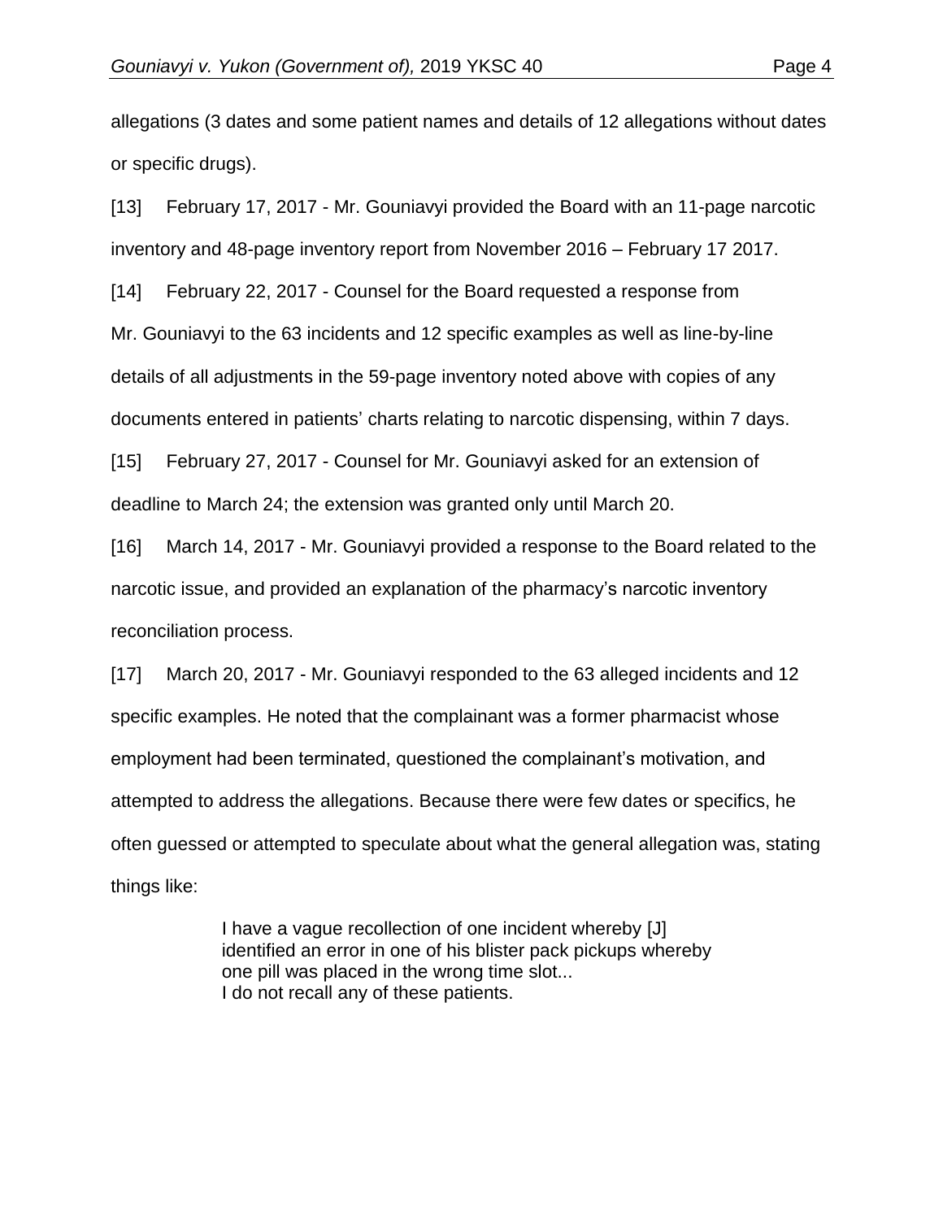allegations (3 dates and some patient names and details of 12 allegations without dates or specific drugs).

[13] February 17, 2017 - Mr. Gouniavyi provided the Board with an 11-page narcotic inventory and 48-page inventory report from November 2016 – February 17 2017.

[14] February 22, 2017 - Counsel for the Board requested a response from Mr. Gouniavyi to the 63 incidents and 12 specific examples as well as line-by-line details of all adjustments in the 59-page inventory noted above with copies of any documents entered in patients' charts relating to narcotic dispensing, within 7 days.

[15] February 27, 2017 - Counsel for Mr. Gouniavyi asked for an extension of deadline to March 24; the extension was granted only until March 20.

[16] March 14, 2017 - Mr. Gouniavyi provided a response to the Board related to the narcotic issue, and provided an explanation of the pharmacy's narcotic inventory reconciliation process.

[17] March 20, 2017 - Mr. Gouniavyi responded to the 63 alleged incidents and 12 specific examples. He noted that the complainant was a former pharmacist whose employment had been terminated, questioned the complainant's motivation, and attempted to address the allegations. Because there were few dates or specifics, he often guessed or attempted to speculate about what the general allegation was, stating things like:

> I have a vague recollection of one incident whereby [J] identified an error in one of his blister pack pickups whereby one pill was placed in the wrong time slot...
> I do not recall any of these patients.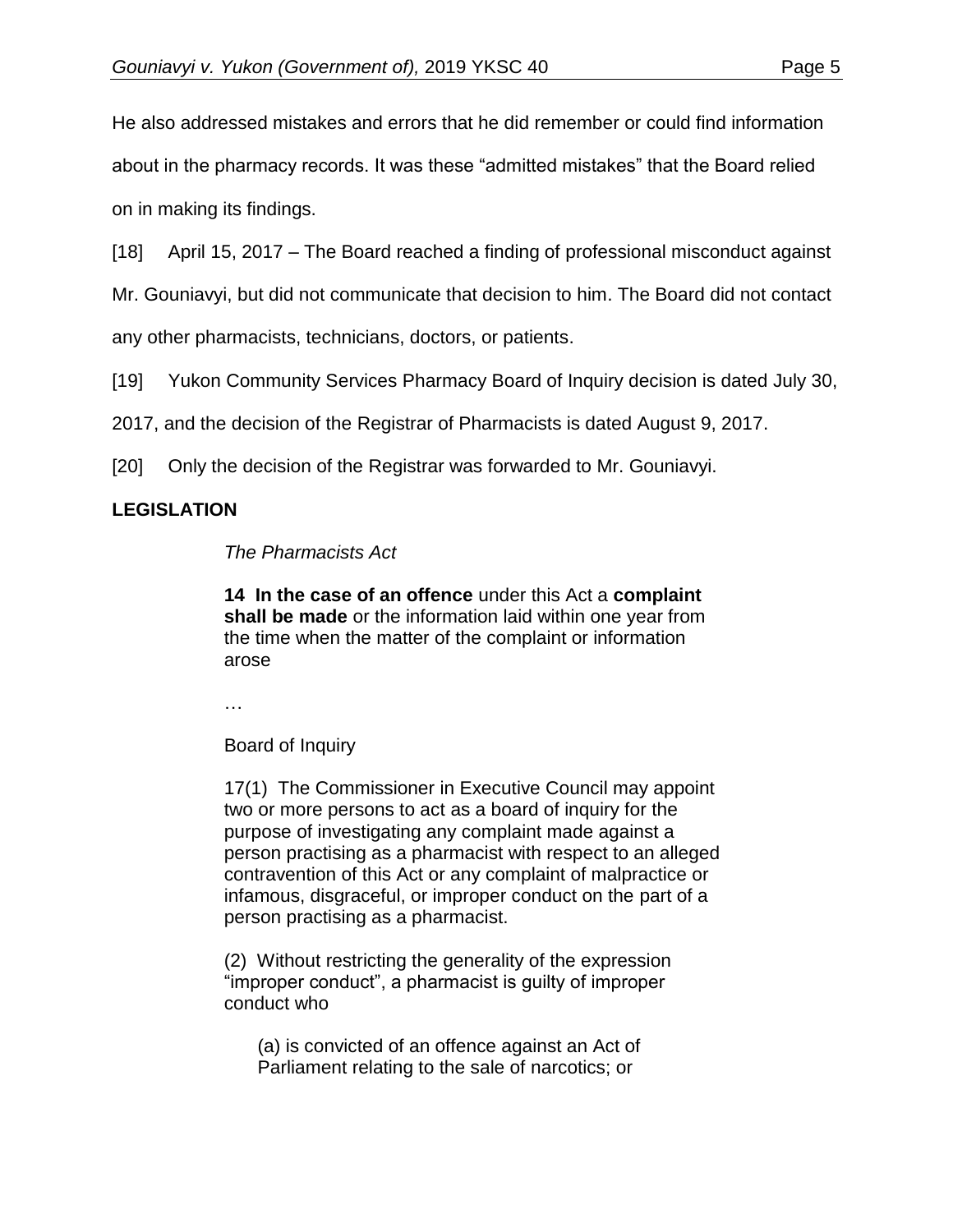He also addressed mistakes and errors that he did remember or could find information about in the pharmacy records. It was these "admitted mistakes" that the Board relied on in making its findings.

[18] April 15, 2017 – The Board reached a finding of professional misconduct against Mr. Gouniavyi, but did not communicate that decision to him. The Board did not contact any other pharmacists, technicians, doctors, or patients.

[19] Yukon Community Services Pharmacy Board of Inquiry decision is dated July 30, 2017, and the decision of the Registrar of Pharmacists is dated August 9, 2017.

[20] Only the decision of the Registrar was forwarded to Mr. Gouniavyi.

## LEGISLATION

> *The Pharmacists Act*
>
> **14 In the case of an offence** under this Act a **complaint shall be made** or the information laid within one year from the time when the matter of the complaint or information arose
>
> …
>
> Board of Inquiry
>
> 17(1) The Commissioner in Executive Council may appoint two or more persons to act as a board of inquiry for the purpose of investigating any complaint made against a person practising as a pharmacist with respect to an alleged contravention of this Act or any complaint of malpractice or infamous, disgraceful, or improper conduct on the part of a person practising as a pharmacist.
>
> (2) Without restricting the generality of the expression "improper conduct", a pharmacist is guilty of improper conduct who
>
> > (a) is convicted of an offence against an Act of Parliament relating to the sale of narcotics; or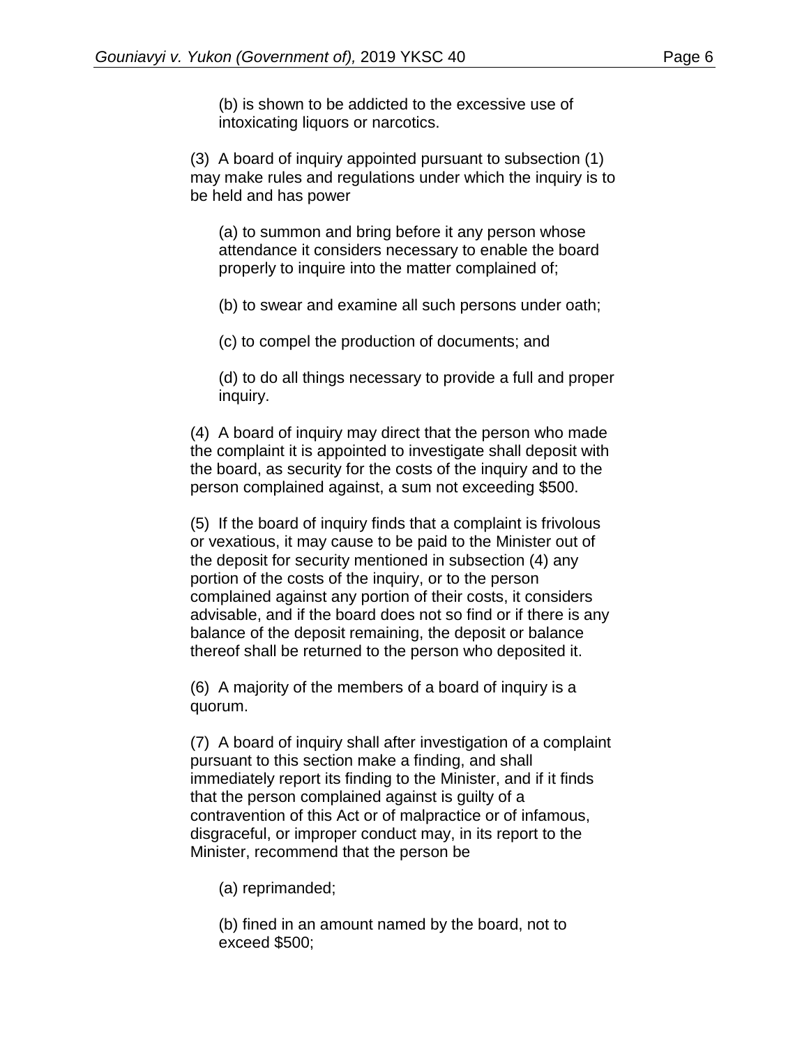(b) is shown to be addicted to the excessive use of intoxicating liquors or narcotics.

(3) A board of inquiry appointed pursuant to subsection (1) may make rules and regulations under which the inquiry is to be held and has power

(a) to summon and bring before it any person whose attendance it considers necessary to enable the board properly to inquire into the matter complained of;

(b) to swear and examine all such persons under oath;

(c) to compel the production of documents; and

(d) to do all things necessary to provide a full and proper inquiry.

(4) A board of inquiry may direct that the person who made the complaint it is appointed to investigate shall deposit with the board, as security for the costs of the inquiry and to the person complained against, a sum not exceeding $500.

(5) If the board of inquiry finds that a complaint is frivolous or vexatious, it may cause to be paid to the Minister out of the deposit for security mentioned in subsection (4) any portion of the costs of the inquiry, or to the person complained against any portion of their costs, it considers advisable, and if the board does not so find or if there is any balance of the deposit remaining, the deposit or balance thereof shall be returned to the person who deposited it.

(6) A majority of the members of a board of inquiry is a quorum.

(7) A board of inquiry shall after investigation of a complaint pursuant to this section make a finding, and shall immediately report its finding to the Minister, and if it finds that the person complained against is guilty of a contravention of this Act or of malpractice or of infamous, disgraceful, or improper conduct may, in its report to the Minister, recommend that the person be

(a) reprimanded;

(b) fined in an amount named by the board, not to exceed $500;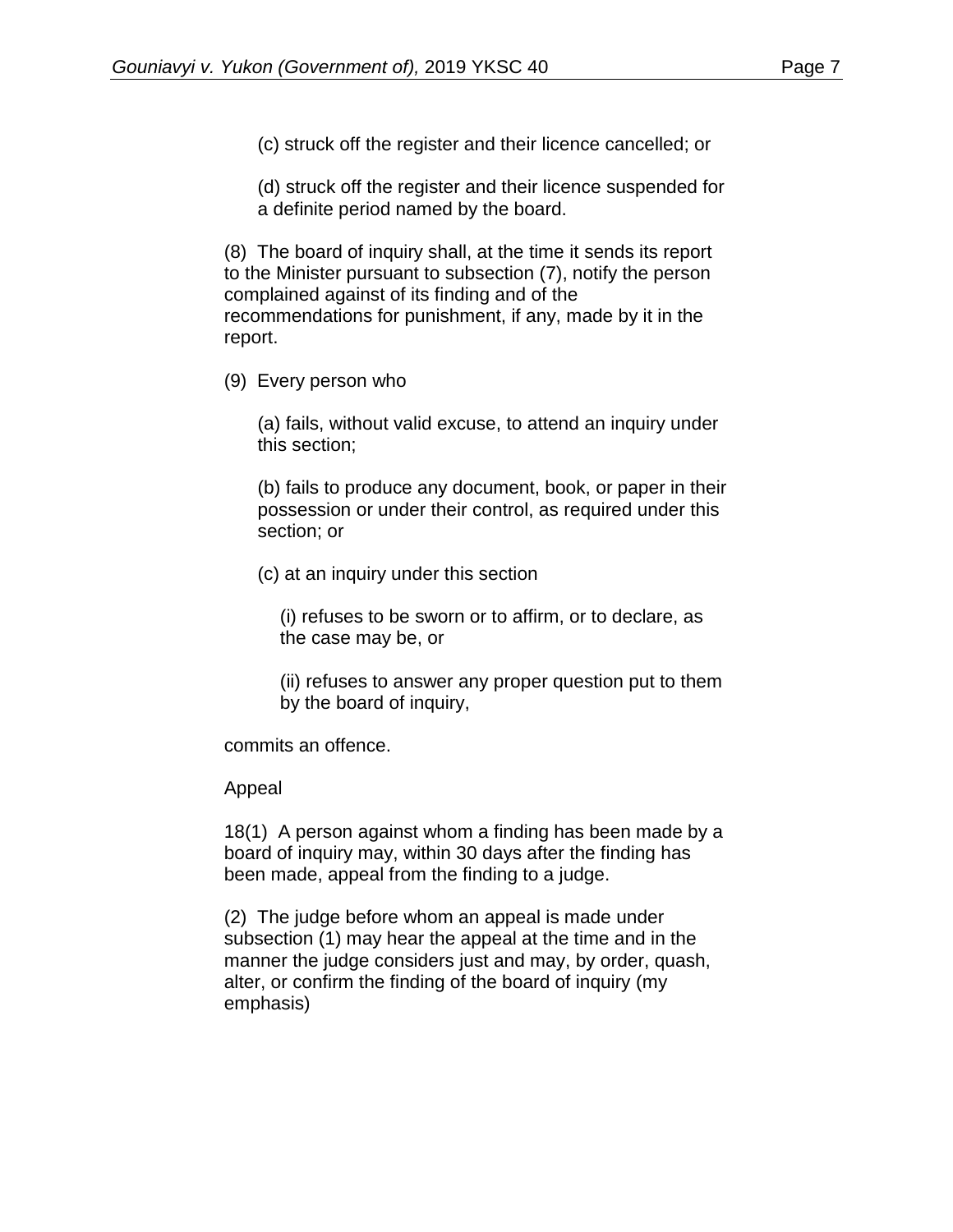(c) struck off the register and their licence cancelled; or

(d) struck off the register and their licence suspended for a definite period named by the board.

(8) The board of inquiry shall, at the time it sends its report to the Minister pursuant to subsection (7), notify the person complained against of its finding and of the recommendations for punishment, if any, made by it in the report.

(9) Every person who

(a) fails, without valid excuse, to attend an inquiry under this section;

(b) fails to produce any document, book, or paper in their possession or under their control, as required under this section; or

(c) at an inquiry under this section

(i) refuses to be sworn or to affirm, or to declare, as the case may be, or

(ii) refuses to answer any proper question put to them by the board of inquiry,

commits an offence.

Appeal

18(1) A person against whom a finding has been made by a board of inquiry may, within 30 days after the finding has been made, appeal from the finding to a judge.

(2) The judge before whom an appeal is made under subsection (1) may hear the appeal at the time and in the manner the judge considers just and may, by order, quash, alter, or confirm the finding of the board of inquiry (my emphasis)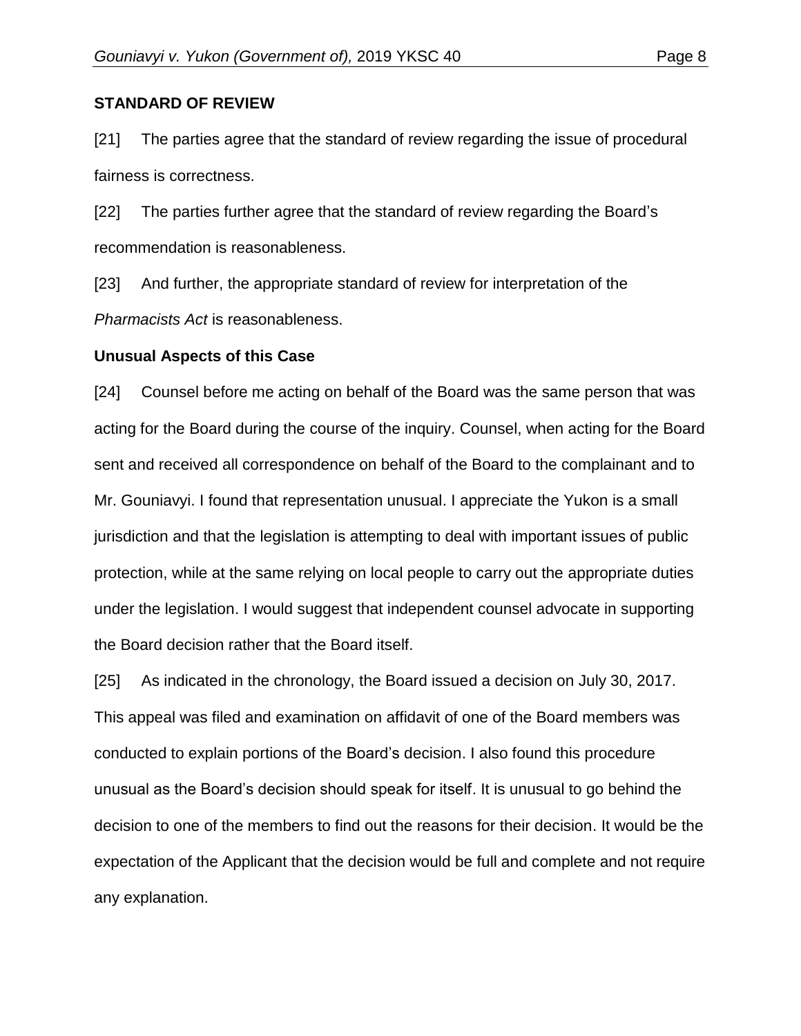**STANDARD OF REVIEW**

[21] The parties agree that the standard of review regarding the issue of procedural fairness is correctness.

[22] The parties further agree that the standard of review regarding the Board's recommendation is reasonableness.

[23] And further, the appropriate standard of review for interpretation of the *Pharmacists Act* is reasonableness.

**Unusual Aspects of this Case**

[24] Counsel before me acting on behalf of the Board was the same person that was acting for the Board during the course of the inquiry. Counsel, when acting for the Board sent and received all correspondence on behalf of the Board to the complainant and to Mr. Gouniavyi. I found that representation unusual. I appreciate the Yukon is a small jurisdiction and that the legislation is attempting to deal with important issues of public protection, while at the same relying on local people to carry out the appropriate duties under the legislation. I would suggest that independent counsel advocate in supporting the Board decision rather that the Board itself.

[25] As indicated in the chronology, the Board issued a decision on July 30, 2017. This appeal was filed and examination on affidavit of one of the Board members was conducted to explain portions of the Board's decision. I also found this procedure unusual as the Board's decision should speak for itself. It is unusual to go behind the decision to one of the members to find out the reasons for their decision. It would be the expectation of the Applicant that the decision would be full and complete and not require any explanation.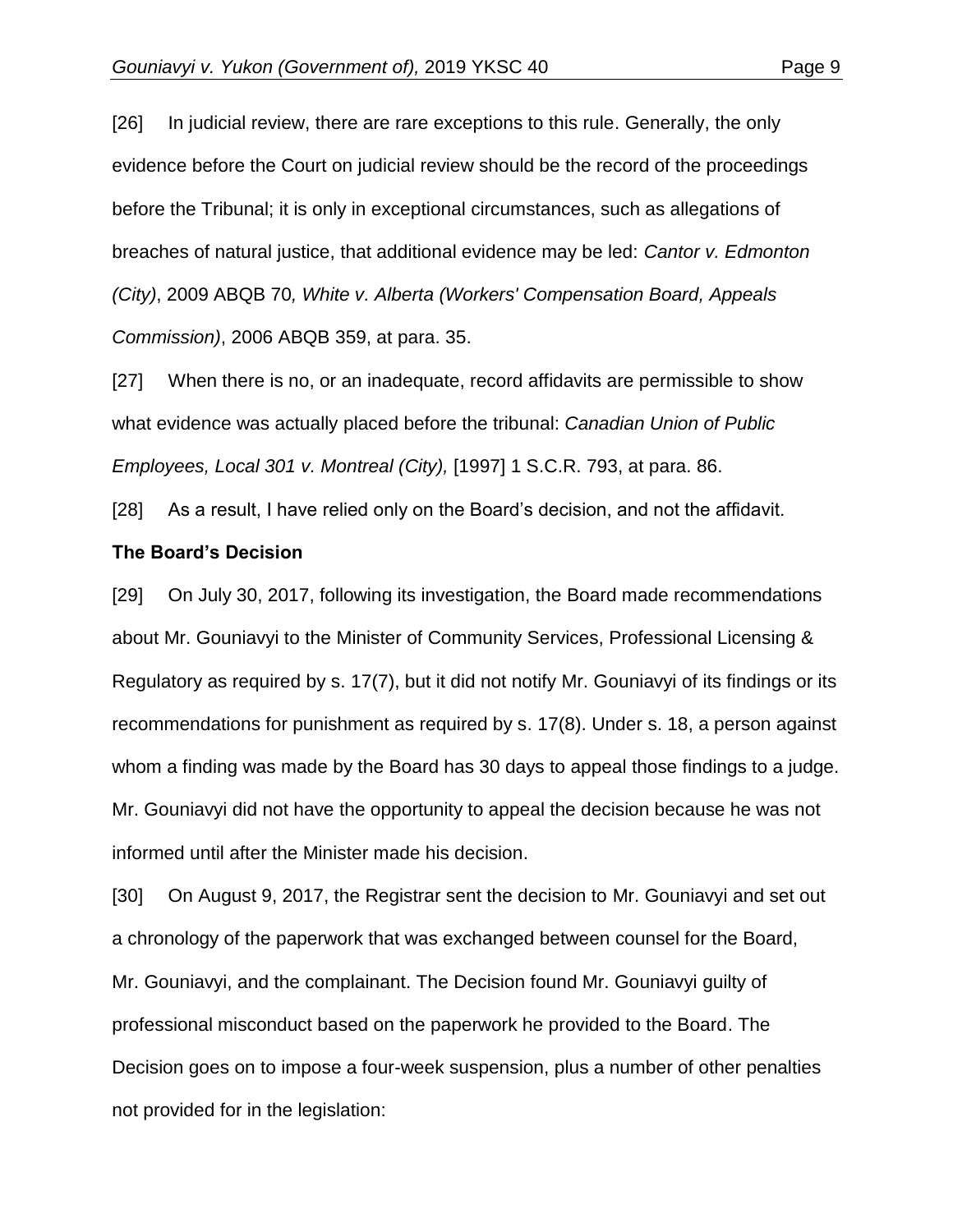[26] In judicial review, there are rare exceptions to this rule. Generally, the only evidence before the Court on judicial review should be the record of the proceedings before the Tribunal; it is only in exceptional circumstances, such as allegations of breaches of natural justice, that additional evidence may be led: *Cantor v. Edmonton (City)*, 2009 ABQB 70*, White v. Alberta (Workers' Compensation Board, Appeals Commission)*, 2006 ABQB 359, at para. 35.

[27] When there is no, or an inadequate, record affidavits are permissible to show what evidence was actually placed before the tribunal: *Canadian Union of Public Employees, Local 301 v. Montreal (City),* [1997] 1 S.C.R. 793, at para. 86.

[28] As a result, I have relied only on the Board's decision, and not the affidavit.

**The Board's Decision**

[29] On July 30, 2017, following its investigation, the Board made recommendations about Mr. Gouniavyi to the Minister of Community Services, Professional Licensing & Regulatory as required by s. 17(7), but it did not notify Mr. Gouniavyi of its findings or its recommendations for punishment as required by s. 17(8). Under s. 18, a person against whom a finding was made by the Board has 30 days to appeal those findings to a judge. Mr. Gouniavyi did not have the opportunity to appeal the decision because he was not informed until after the Minister made his decision.

[30] On August 9, 2017, the Registrar sent the decision to Mr. Gouniavyi and set out a chronology of the paperwork that was exchanged between counsel for the Board, Mr. Gouniavyi, and the complainant. The Decision found Mr. Gouniavyi guilty of professional misconduct based on the paperwork he provided to the Board. The Decision goes on to impose a four-week suspension, plus a number of other penalties not provided for in the legislation: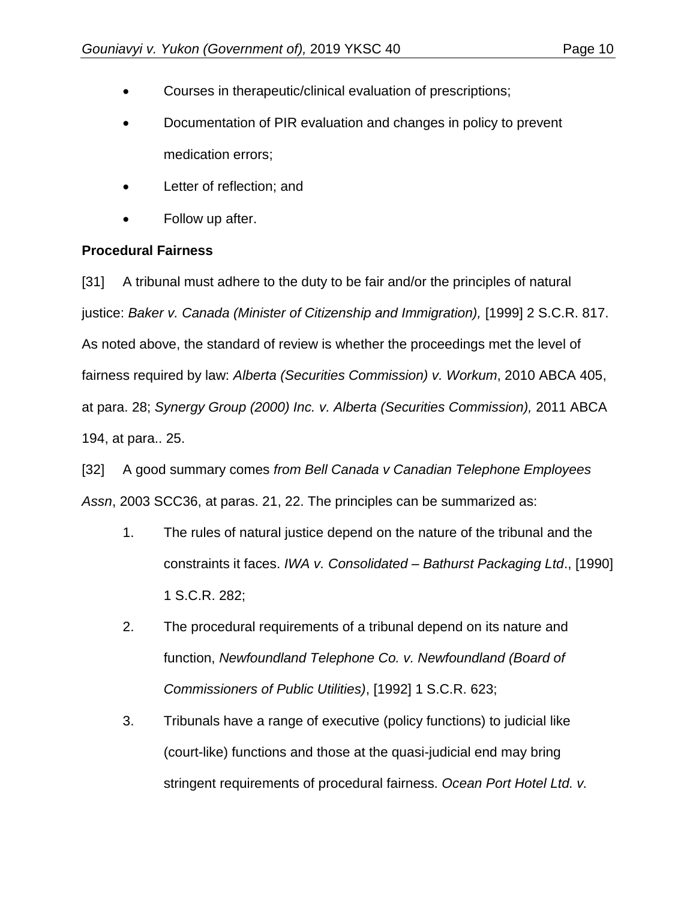- Courses in therapeutic/clinical evaluation of prescriptions;
- Documentation of PIR evaluation and changes in policy to prevent medication errors;
- Letter of reflection; and
- Follow up after.

**Procedural Fairness**

[31] A tribunal must adhere to the duty to be fair and/or the principles of natural justice: *Baker v. Canada (Minister of Citizenship and Immigration),* [1999] 2 S.C.R. 817. As noted above, the standard of review is whether the proceedings met the level of fairness required by law: *Alberta (Securities Commission) v. Workum*, 2010 ABCA 405, at para. 28; *Synergy Group (2000) Inc. v. Alberta (Securities Commission),* 2011 ABCA 194, at para.. 25.

[32] A good summary comes *from Bell Canada v Canadian Telephone Employees Assn*, 2003 SCC36, at paras. 21, 22. The principles can be summarized as:

1. The rules of natural justice depend on the nature of the tribunal and the constraints it faces. *IWA v. Consolidated – Bathurst Packaging Ltd*., [1990] 1 S.C.R. 282;
2. The procedural requirements of a tribunal depend on its nature and function, *Newfoundland Telephone Co. v. Newfoundland (Board of Commissioners of Public Utilities)*, [1992] 1 S.C.R. 623;
3. Tribunals have a range of executive (policy functions) to judicial like (court-like) functions and those at the quasi-judicial end may bring stringent requirements of procedural fairness. *Ocean Port Hotel Ltd. v.*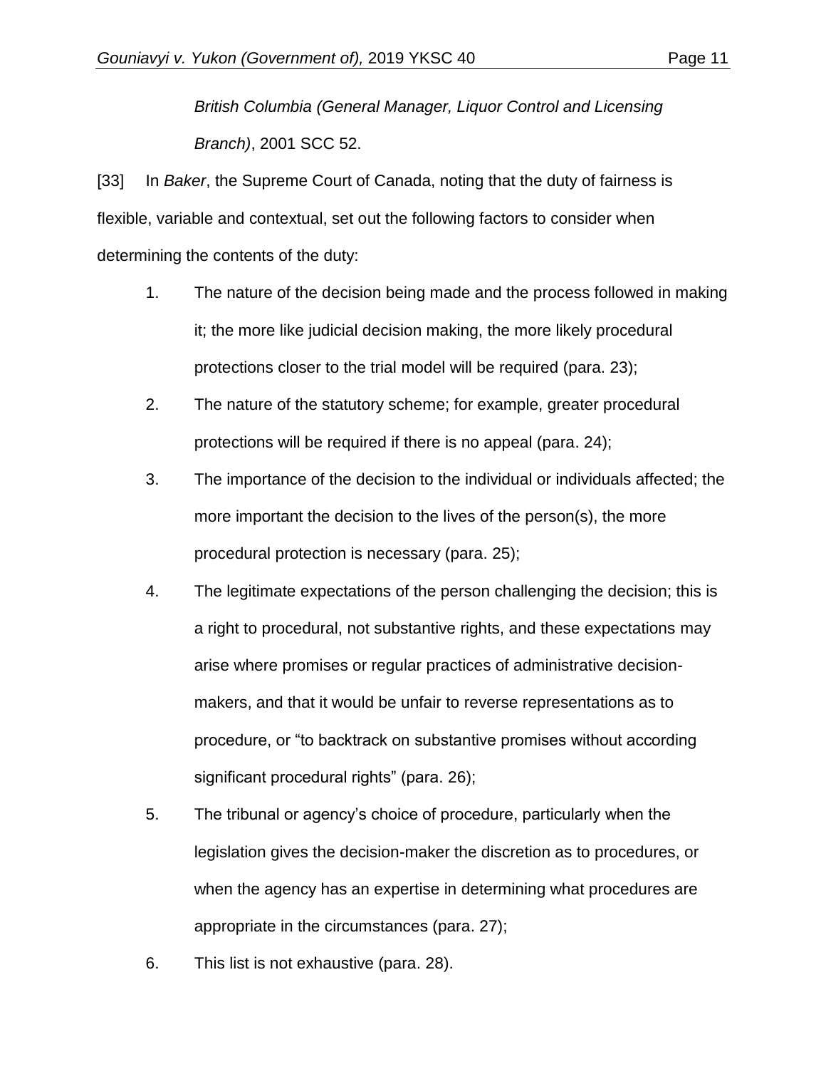*British Columbia (General Manager, Liquor Control and Licensing Branch)*, 2001 SCC 52.

[33] In *Baker*, the Supreme Court of Canada, noting that the duty of fairness is flexible, variable and contextual, set out the following factors to consider when determining the contents of the duty:

1. The nature of the decision being made and the process followed in making it; the more like judicial decision making, the more likely procedural protections closer to the trial model will be required (para. 23);
2. The nature of the statutory scheme; for example, greater procedural protections will be required if there is no appeal (para. 24);
3. The importance of the decision to the individual or individuals affected; the more important the decision to the lives of the person(s), the more procedural protection is necessary (para. 25);
4. The legitimate expectations of the person challenging the decision; this is a right to procedural, not substantive rights, and these expectations may arise where promises or regular practices of administrative decision-makers, and that it would be unfair to reverse representations as to procedure, or "to backtrack on substantive promises without according significant procedural rights" (para. 26);
5. The tribunal or agency's choice of procedure, particularly when the legislation gives the decision-maker the discretion as to procedures, or when the agency has an expertise in determining what procedures are appropriate in the circumstances (para. 27);
6. This list is not exhaustive (para. 28).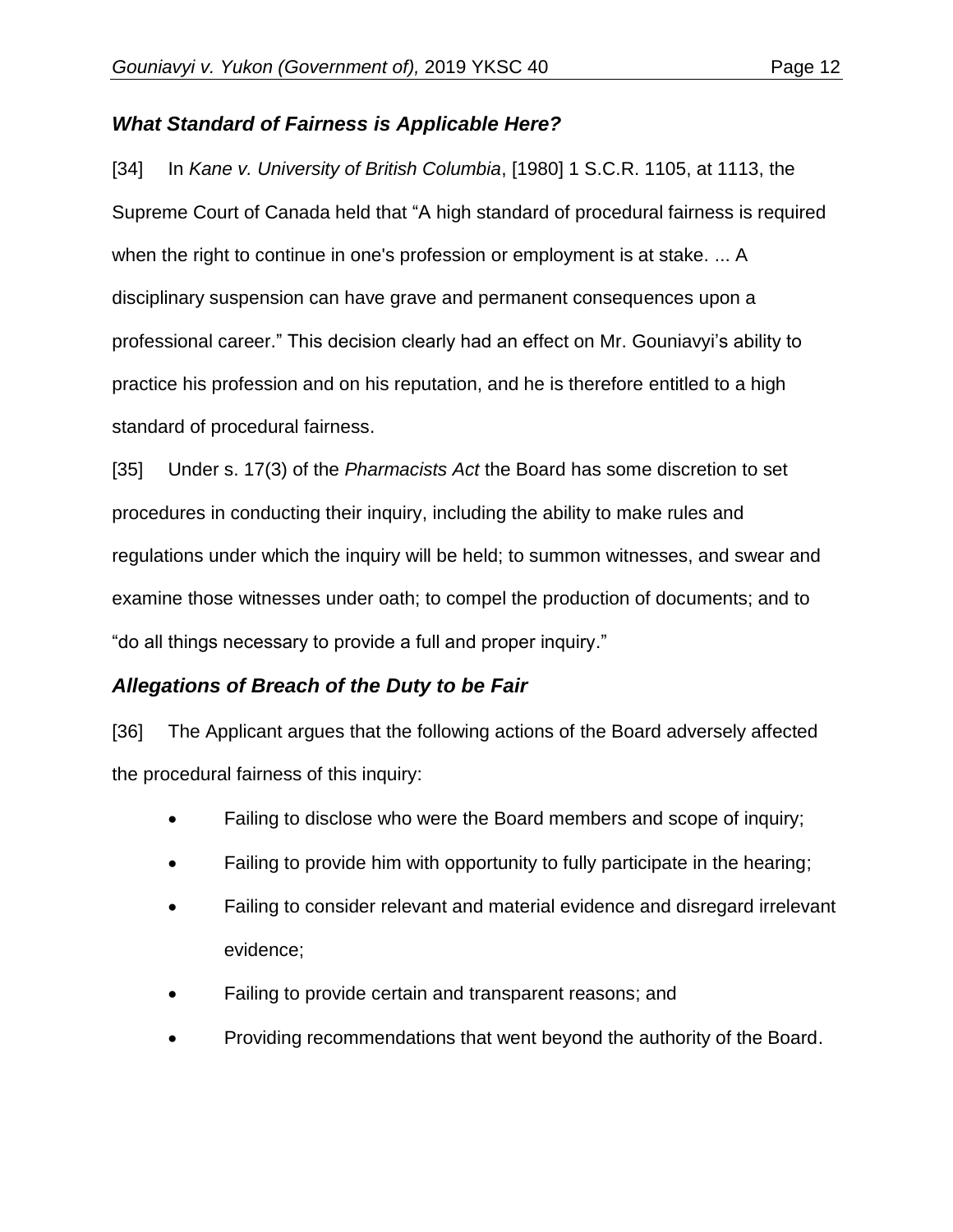### *What Standard of Fairness is Applicable Here?*

[34] In *Kane v. University of British Columbia*, [1980] 1 S.C.R. 1105, at 1113, the Supreme Court of Canada held that "A high standard of procedural fairness is required when the right to continue in one's profession or employment is at stake. ... A disciplinary suspension can have grave and permanent consequences upon a professional career." This decision clearly had an effect on Mr. Gouniavyi's ability to practice his profession and on his reputation, and he is therefore entitled to a high standard of procedural fairness.

[35] Under s. 17(3) of the *Pharmacists Act* the Board has some discretion to set procedures in conducting their inquiry, including the ability to make rules and regulations under which the inquiry will be held; to summon witnesses, and swear and examine those witnesses under oath; to compel the production of documents; and to "do all things necessary to provide a full and proper inquiry."

### *Allegations of Breach of the Duty to be Fair*

[36] The Applicant argues that the following actions of the Board adversely affected the procedural fairness of this inquiry:

- Failing to disclose who were the Board members and scope of inquiry;
- Failing to provide him with opportunity to fully participate in the hearing;
- Failing to consider relevant and material evidence and disregard irrelevant evidence;
- Failing to provide certain and transparent reasons; and
- Providing recommendations that went beyond the authority of the Board.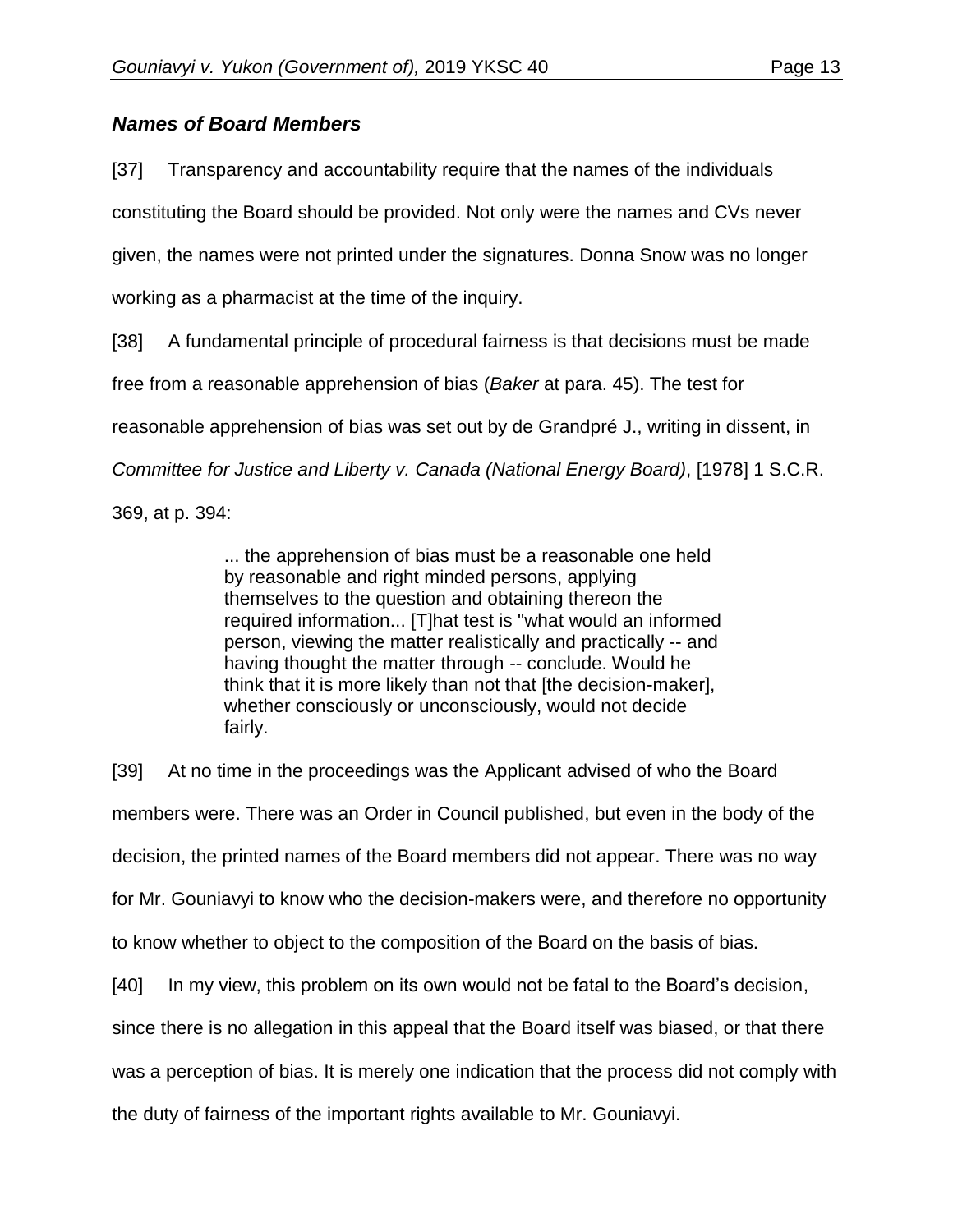### *Names of Board Members*

[37] Transparency and accountability require that the names of the individuals constituting the Board should be provided. Not only were the names and CVs never given, the names were not printed under the signatures. Donna Snow was no longer working as a pharmacist at the time of the inquiry.

[38] A fundamental principle of procedural fairness is that decisions must be made free from a reasonable apprehension of bias (*Baker* at para. 45). The test for reasonable apprehension of bias was set out by de Grandpré J., writing in dissent, in *Committee for Justice and Liberty v. Canada (National Energy Board)*, [1978] 1 S.C.R. 369, at p. 394:

> ... the apprehension of bias must be a reasonable one held by reasonable and right minded persons, applying themselves to the question and obtaining thereon the required information... [T]hat test is "what would an informed person, viewing the matter realistically and practically -- and having thought the matter through -- conclude. Would he think that it is more likely than not that [the decision-maker], whether consciously or unconsciously, would not decide fairly.

[39] At no time in the proceedings was the Applicant advised of who the Board members were. There was an Order in Council published, but even in the body of the decision, the printed names of the Board members did not appear. There was no way for Mr. Gouniavyi to know who the decision-makers were, and therefore no opportunity to know whether to object to the composition of the Board on the basis of bias.

[40] In my view, this problem on its own would not be fatal to the Board's decision, since there is no allegation in this appeal that the Board itself was biased, or that there was a perception of bias. It is merely one indication that the process did not comply with the duty of fairness of the important rights available to Mr. Gouniavyi.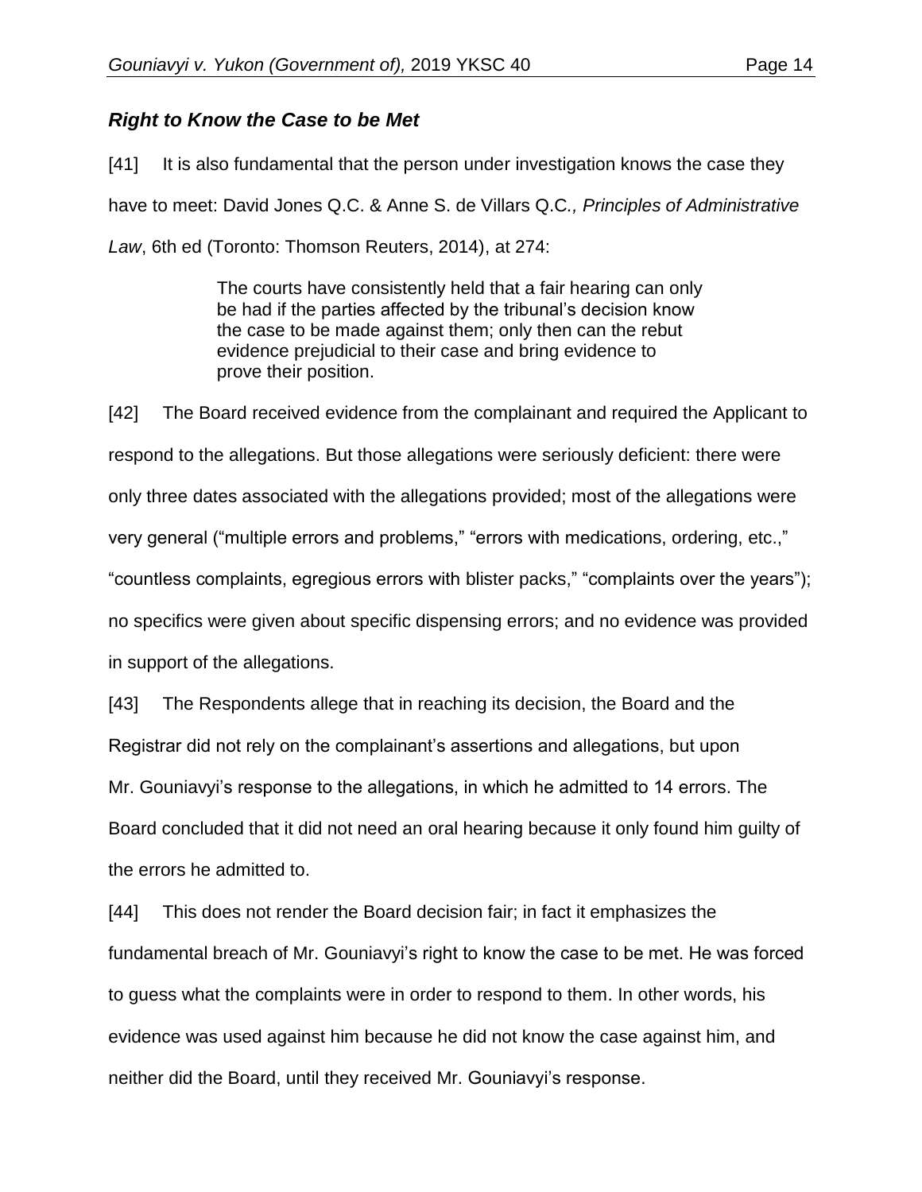### *Right to Know the Case to be Met*

[41] It is also fundamental that the person under investigation knows the case they have to meet: David Jones Q.C. & Anne S. de Villars Q.C*., Principles of Administrative Law*, 6th ed (Toronto: Thomson Reuters, 2014), at 274:

> The courts have consistently held that a fair hearing can only be had if the parties affected by the tribunal's decision know the case to be made against them; only then can the rebut evidence prejudicial to their case and bring evidence to prove their position.

[42] The Board received evidence from the complainant and required the Applicant to respond to the allegations. But those allegations were seriously deficient: there were only three dates associated with the allegations provided; most of the allegations were very general ("multiple errors and problems," "errors with medications, ordering, etc.," "countless complaints, egregious errors with blister packs," "complaints over the years"); no specifics were given about specific dispensing errors; and no evidence was provided in support of the allegations.

[43] The Respondents allege that in reaching its decision, the Board and the Registrar did not rely on the complainant's assertions and allegations, but upon Mr. Gouniavyi's response to the allegations, in which he admitted to 14 errors. The Board concluded that it did not need an oral hearing because it only found him guilty of the errors he admitted to.

[44] This does not render the Board decision fair; in fact it emphasizes the fundamental breach of Mr. Gouniavyi's right to know the case to be met. He was forced to guess what the complaints were in order to respond to them. In other words, his evidence was used against him because he did not know the case against him, and neither did the Board, until they received Mr. Gouniavyi's response.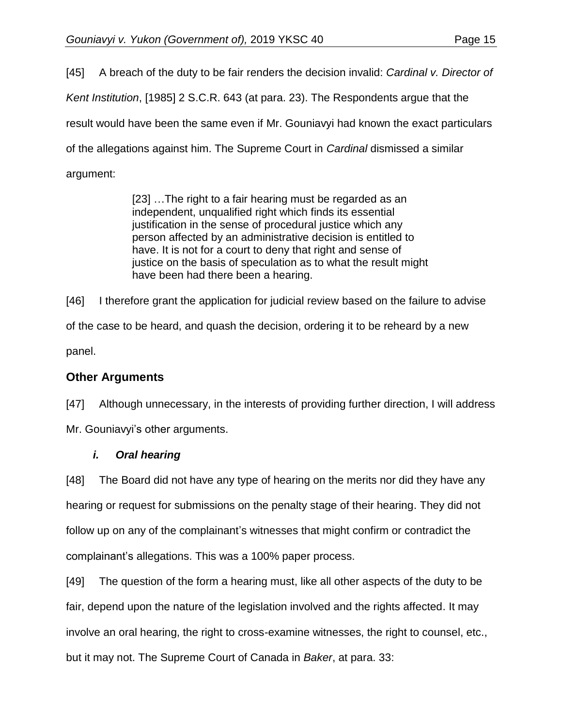[45] A breach of the duty to be fair renders the decision invalid: *Cardinal v. Director of Kent Institution*, [1985] 2 S.C.R. 643 (at para. 23). The Respondents argue that the result would have been the same even if Mr. Gouniavyi had known the exact particulars of the allegations against him. The Supreme Court in *Cardinal* dismissed a similar argument:

> [23] …The right to a fair hearing must be regarded as an independent, unqualified right which finds its essential justification in the sense of procedural justice which any person affected by an administrative decision is entitled to have. It is not for a court to deny that right and sense of justice on the basis of speculation as to what the result might have been had there been a hearing.

[46] I therefore grant the application for judicial review based on the failure to advise of the case to be heard, and quash the decision, ordering it to be reheard by a new panel.

## Other Arguments

[47] Although unnecessary, in the interests of providing further direction, I will address Mr. Gouniavyi's other arguments.

### *i. Oral hearing*

[48] The Board did not have any type of hearing on the merits nor did they have any hearing or request for submissions on the penalty stage of their hearing. They did not follow up on any of the complainant's witnesses that might confirm or contradict the complainant's allegations. This was a 100% paper process.

[49] The question of the form a hearing must, like all other aspects of the duty to be fair, depend upon the nature of the legislation involved and the rights affected. It may involve an oral hearing, the right to cross-examine witnesses, the right to counsel, etc., but it may not. The Supreme Court of Canada in *Baker*, at para. 33: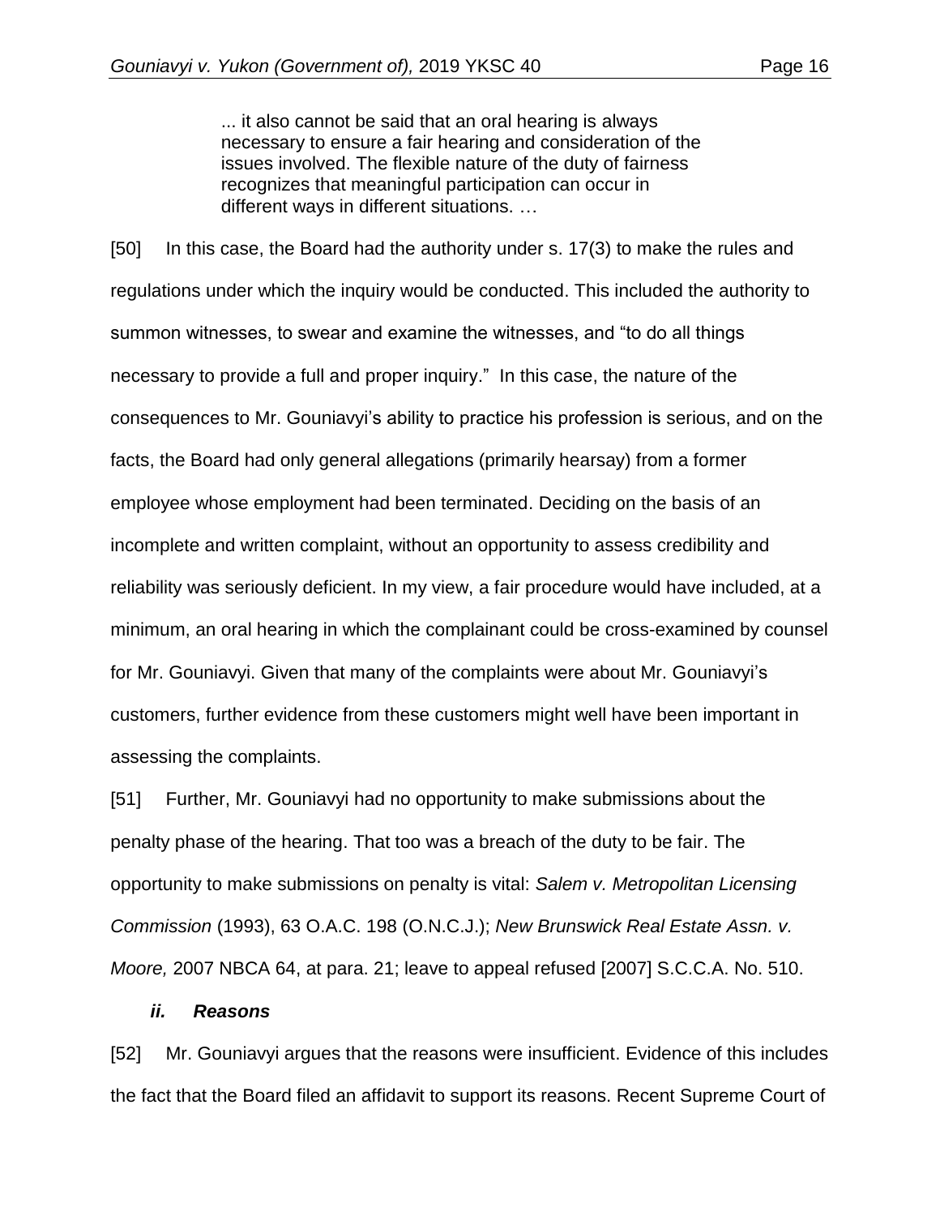> ... it also cannot be said that an oral hearing is always necessary to ensure a fair hearing and consideration of the issues involved. The flexible nature of the duty of fairness recognizes that meaningful participation can occur in different ways in different situations. …

[50] In this case, the Board had the authority under s. 17(3) to make the rules and regulations under which the inquiry would be conducted. This included the authority to summon witnesses, to swear and examine the witnesses, and "to do all things necessary to provide a full and proper inquiry." In this case, the nature of the consequences to Mr. Gouniavyi's ability to practice his profession is serious, and on the facts, the Board had only general allegations (primarily hearsay) from a former employee whose employment had been terminated. Deciding on the basis of an incomplete and written complaint, without an opportunity to assess credibility and reliability was seriously deficient. In my view, a fair procedure would have included, at a minimum, an oral hearing in which the complainant could be cross-examined by counsel for Mr. Gouniavyi. Given that many of the complaints were about Mr. Gouniavyi's customers, further evidence from these customers might well have been important in assessing the complaints.

[51] Further, Mr. Gouniavyi had no opportunity to make submissions about the penalty phase of the hearing. That too was a breach of the duty to be fair. The opportunity to make submissions on penalty is vital: *Salem v. Metropolitan Licensing Commission* (1993), 63 O.A.C. 198 (O.N.C.J.); *New Brunswick Real Estate Assn. v. Moore,* 2007 NBCA 64, at para. 21; leave to appeal refused [2007] S.C.C.A. No. 510.

***ii. Reasons***

[52] Mr. Gouniavyi argues that the reasons were insufficient. Evidence of this includes the fact that the Board filed an affidavit to support its reasons. Recent Supreme Court of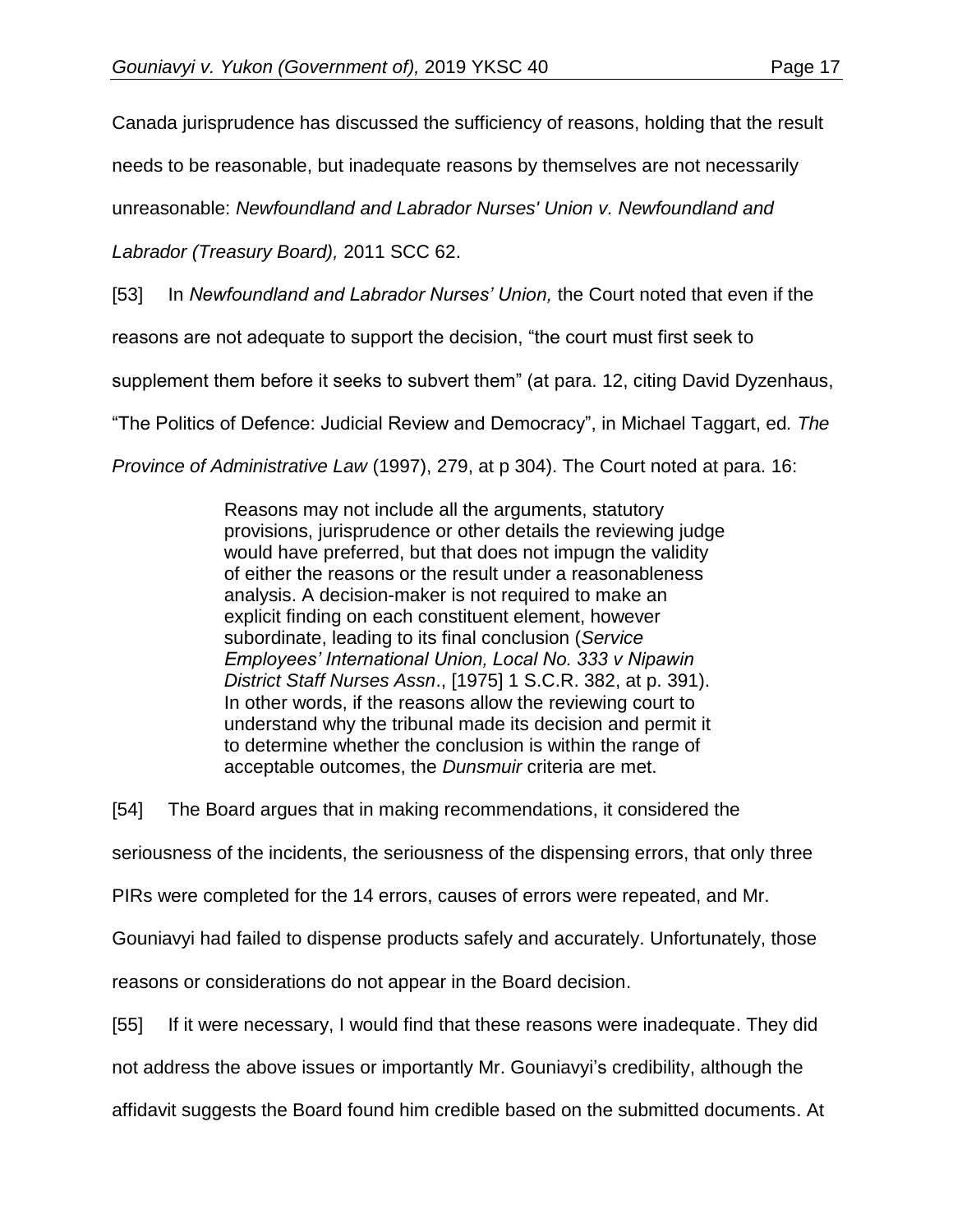Canada jurisprudence has discussed the sufficiency of reasons, holding that the result needs to be reasonable, but inadequate reasons by themselves are not necessarily unreasonable: *Newfoundland and Labrador Nurses' Union v. Newfoundland and Labrador (Treasury Board),* 2011 SCC 62.

[53] In *Newfoundland and Labrador Nurses' Union,* the Court noted that even if the reasons are not adequate to support the decision, "the court must first seek to supplement them before it seeks to subvert them" (at para. 12, citing David Dyzenhaus, "The Politics of Defence: Judicial Review and Democracy", in Michael Taggart, ed*. The Province of Administrative Law* (1997), 279, at p 304). The Court noted at para. 16:

> Reasons may not include all the arguments, statutory provisions, jurisprudence or other details the reviewing judge would have preferred, but that does not impugn the validity of either the reasons or the result under a reasonableness analysis. A decision-maker is not required to make an explicit finding on each constituent element, however subordinate, leading to its final conclusion (*Service Employees' International Union, Local No. 333 v Nipawin District Staff Nurses Assn*., [1975] 1 S.C.R. 382, at p. 391). In other words, if the reasons allow the reviewing court to understand why the tribunal made its decision and permit it to determine whether the conclusion is within the range of acceptable outcomes, the *Dunsmuir* criteria are met.

[54] The Board argues that in making recommendations, it considered the seriousness of the incidents, the seriousness of the dispensing errors, that only three PIRs were completed for the 14 errors, causes of errors were repeated, and Mr. Gouniavyi had failed to dispense products safely and accurately. Unfortunately, those reasons or considerations do not appear in the Board decision.

[55] If it were necessary, I would find that these reasons were inadequate. They did not address the above issues or importantly Mr. Gouniavyi's credibility, although the affidavit suggests the Board found him credible based on the submitted documents. At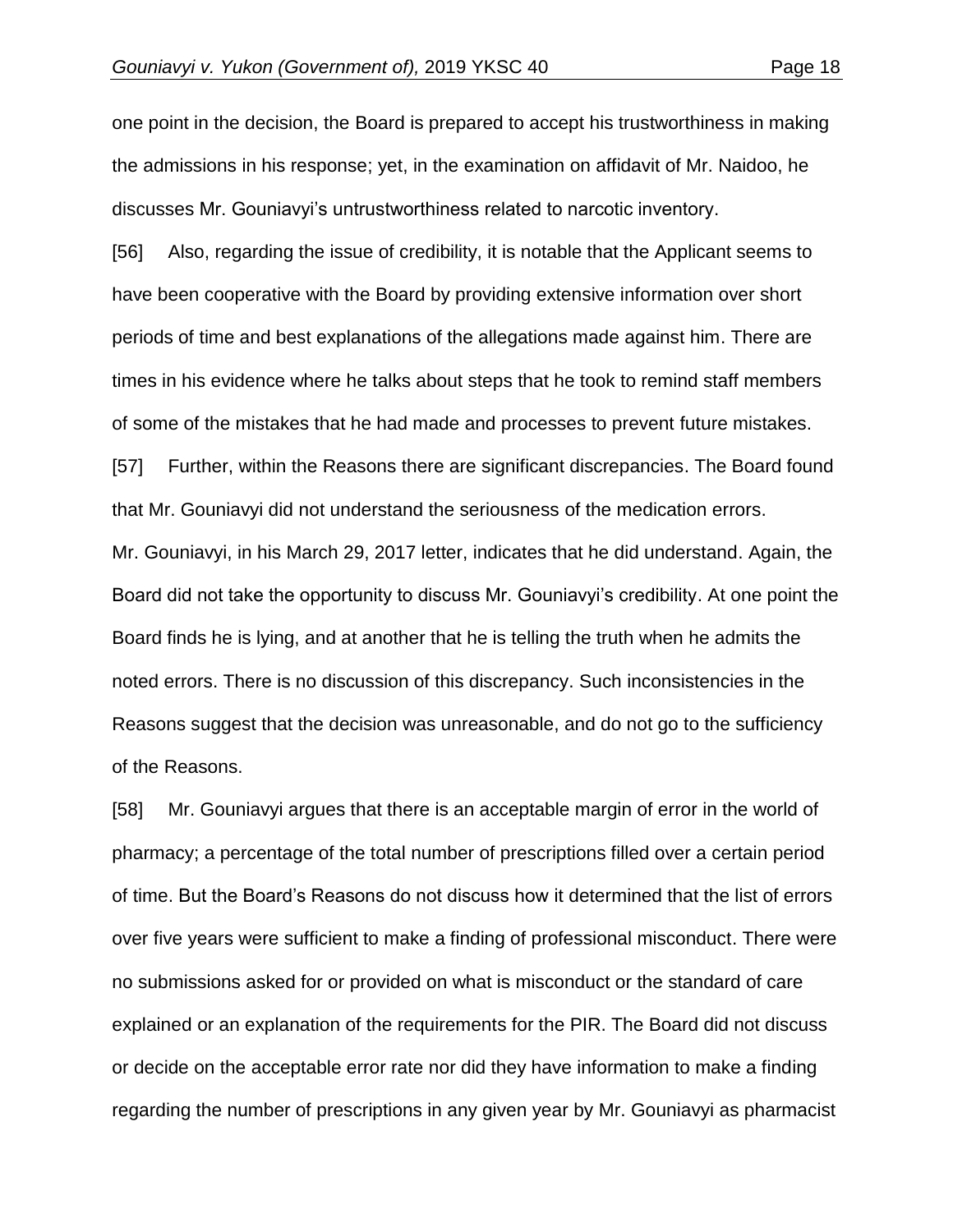one point in the decision, the Board is prepared to accept his trustworthiness in making the admissions in his response; yet, in the examination on affidavit of Mr. Naidoo, he discusses Mr. Gouniavyi's untrustworthiness related to narcotic inventory.

[56] Also, regarding the issue of credibility, it is notable that the Applicant seems to have been cooperative with the Board by providing extensive information over short periods of time and best explanations of the allegations made against him. There are times in his evidence where he talks about steps that he took to remind staff members of some of the mistakes that he had made and processes to prevent future mistakes.

[57] Further, within the Reasons there are significant discrepancies. The Board found that Mr. Gouniavyi did not understand the seriousness of the medication errors. Mr. Gouniavyi, in his March 29, 2017 letter, indicates that he did understand. Again, the Board did not take the opportunity to discuss Mr. Gouniavyi's credibility. At one point the Board finds he is lying, and at another that he is telling the truth when he admits the noted errors. There is no discussion of this discrepancy. Such inconsistencies in the Reasons suggest that the decision was unreasonable, and do not go to the sufficiency of the Reasons.

[58] Mr. Gouniavyi argues that there is an acceptable margin of error in the world of pharmacy; a percentage of the total number of prescriptions filled over a certain period of time. But the Board's Reasons do not discuss how it determined that the list of errors over five years were sufficient to make a finding of professional misconduct. There were no submissions asked for or provided on what is misconduct or the standard of care explained or an explanation of the requirements for the PIR. The Board did not discuss or decide on the acceptable error rate nor did they have information to make a finding regarding the number of prescriptions in any given year by Mr. Gouniavyi as pharmacist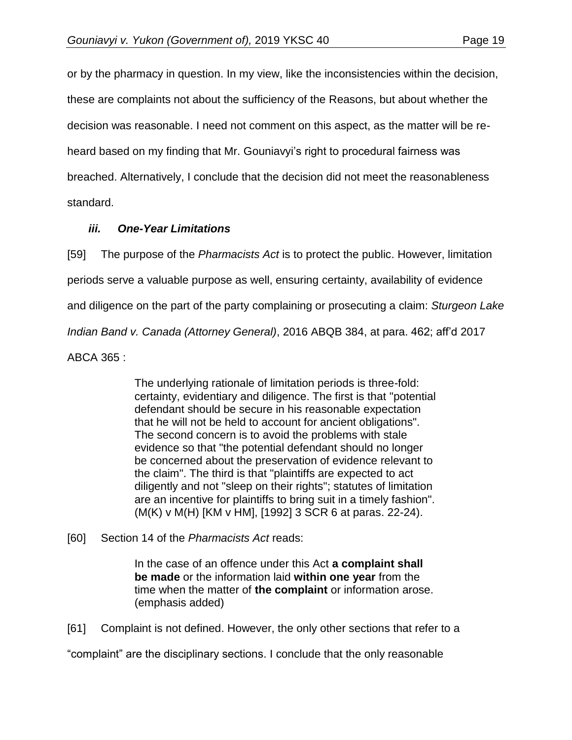or by the pharmacy in question. In my view, like the inconsistencies within the decision, these are complaints not about the sufficiency of the Reasons, but about whether the decision was reasonable. I need not comment on this aspect, as the matter will be re-heard based on my finding that Mr. Gouniavyi's right to procedural fairness was breached. Alternatively, I conclude that the decision did not meet the reasonableness standard.

### *iii. One-Year Limitations*

[59] The purpose of the *Pharmacists Act* is to protect the public. However, limitation periods serve a valuable purpose as well, ensuring certainty, availability of evidence and diligence on the part of the party complaining or prosecuting a claim: *Sturgeon Lake Indian Band v. Canada (Attorney General)*, 2016 ABQB 384, at para. 462; aff'd 2017 ABCA 365 :

> The underlying rationale of limitation periods is three-fold: certainty, evidentiary and diligence. The first is that "potential defendant should be secure in his reasonable expectation that he will not be held to account for ancient obligations". The second concern is to avoid the problems with stale evidence so that "the potential defendant should no longer be concerned about the preservation of evidence relevant to the claim". The third is that "plaintiffs are expected to act diligently and not "sleep on their rights"; statutes of limitation are an incentive for plaintiffs to bring suit in a timely fashion". (M(K) v M(H) [KM v HM], [1992] 3 SCR 6 at paras. 22-24).

[60] Section 14 of the *Pharmacists Act* reads:

> In the case of an offence under this Act **a complaint shall be made** or the information laid **within one year** from the time when the matter of **the complaint** or information arose. (emphasis added)

[61] Complaint is not defined. However, the only other sections that refer to a "complaint" are the disciplinary sections. I conclude that the only reasonable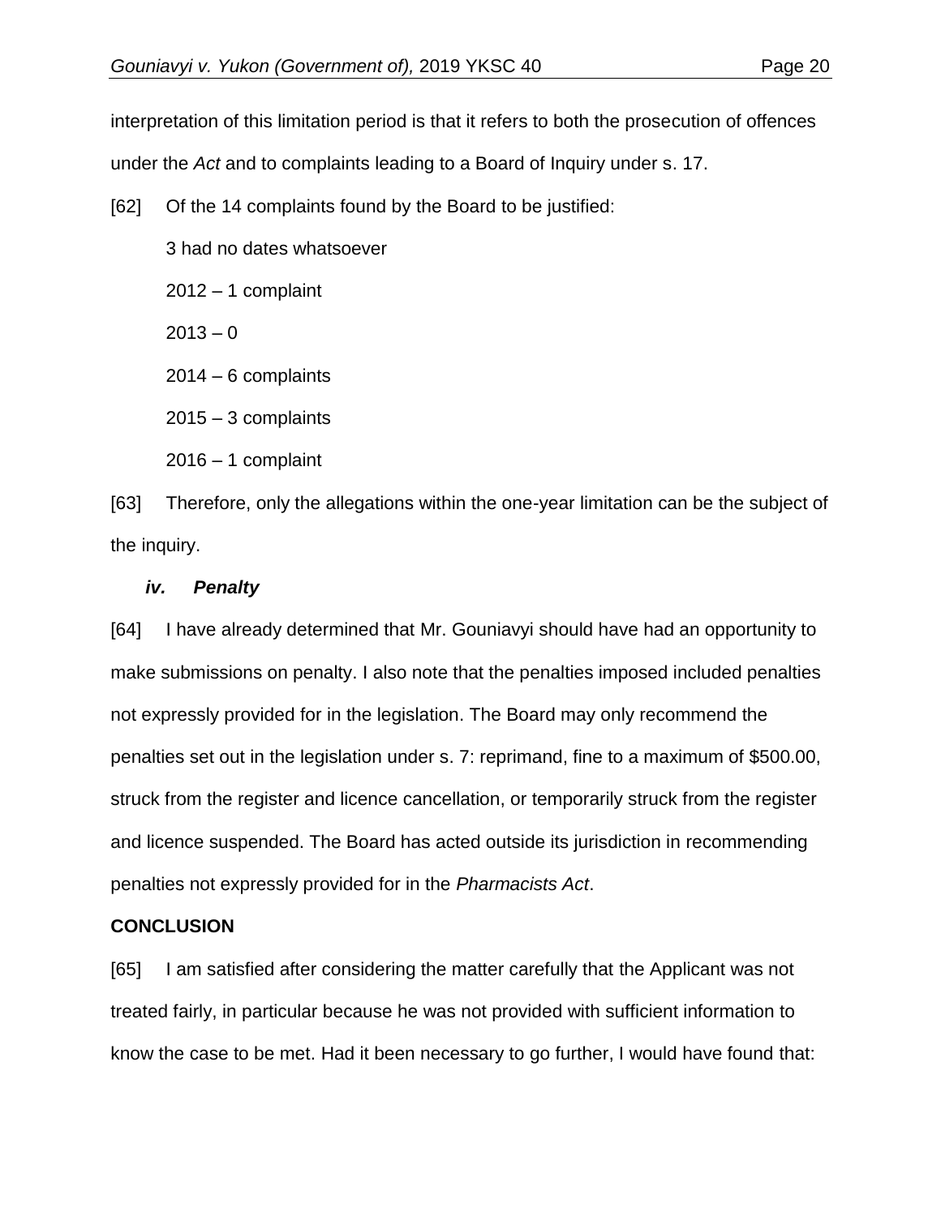interpretation of this limitation period is that it refers to both the prosecution of offences under the *Act* and to complaints leading to a Board of Inquiry under s. 17.

[62] Of the 14 complaints found by the Board to be justified:

3 had no dates whatsoever

2012 – 1 complaint

2013 – 0

2014 – 6 complaints

2015 – 3 complaints

2016 – 1 complaint

[63] Therefore, only the allegations within the one-year limitation can be the subject of the inquiry.

### ***iv. Penalty***

[64] I have already determined that Mr. Gouniavyi should have had an opportunity to make submissions on penalty. I also note that the penalties imposed included penalties not expressly provided for in the legislation. The Board may only recommend the penalties set out in the legislation under s. 7: reprimand, fine to a maximum of $500.00, struck from the register and licence cancellation, or temporarily struck from the register and licence suspended. The Board has acted outside its jurisdiction in recommending penalties not expressly provided for in the *Pharmacists Act*.

## **CONCLUSION**

[65] I am satisfied after considering the matter carefully that the Applicant was not treated fairly, in particular because he was not provided with sufficient information to know the case to be met. Had it been necessary to go further, I would have found that: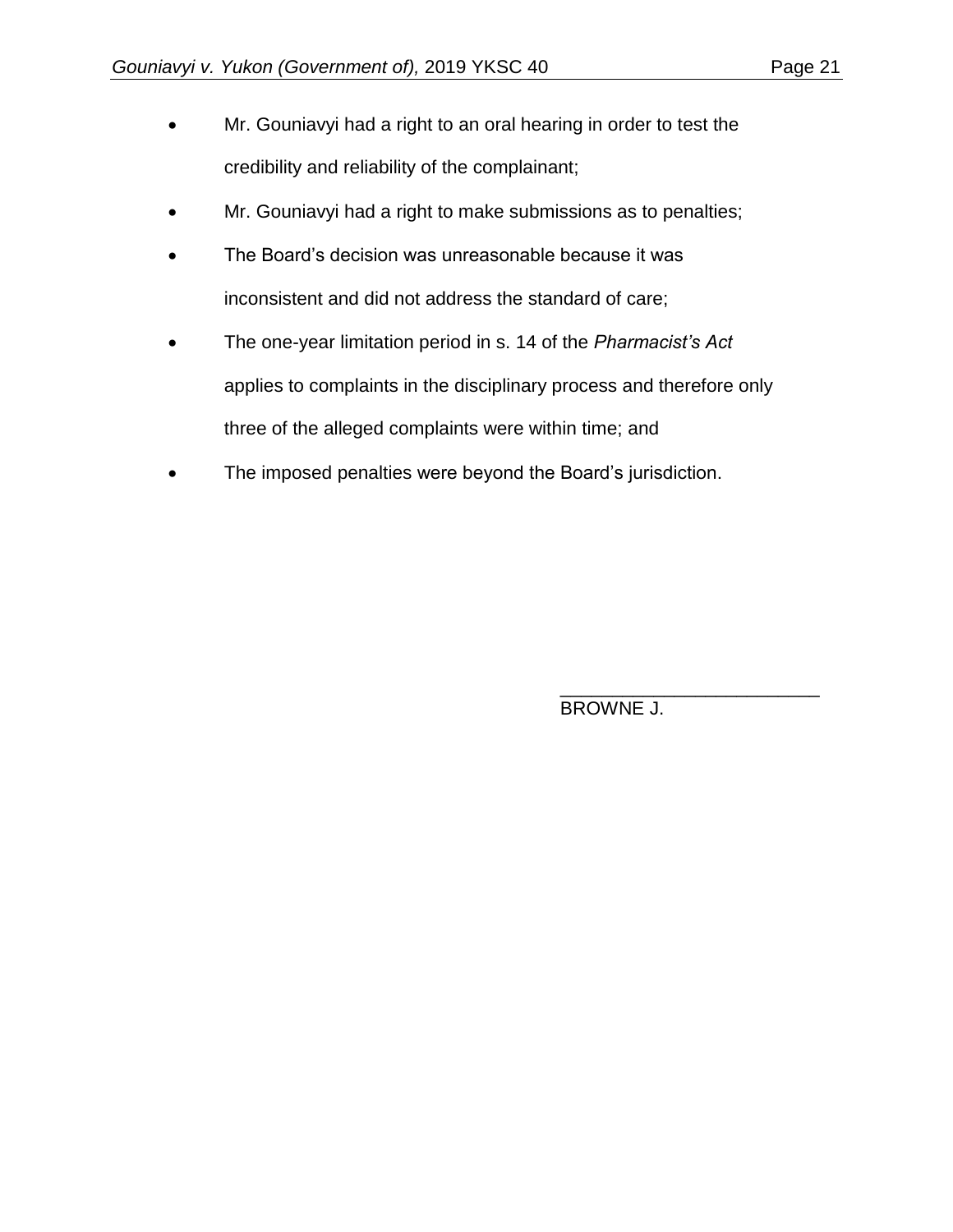- Mr. Gouniavyi had a right to an oral hearing in order to test the credibility and reliability of the complainant;
- Mr. Gouniavyi had a right to make submissions as to penalties;
- The Board's decision was unreasonable because it was inconsistent and did not address the standard of care;
- The one-year limitation period in s. 14 of the *Pharmacist's Act* applies to complaints in the disciplinary process and therefore only three of the alleged complaints were within time; and
- The imposed penalties were beyond the Board's jurisdiction.

___________________________
BROWNE J.